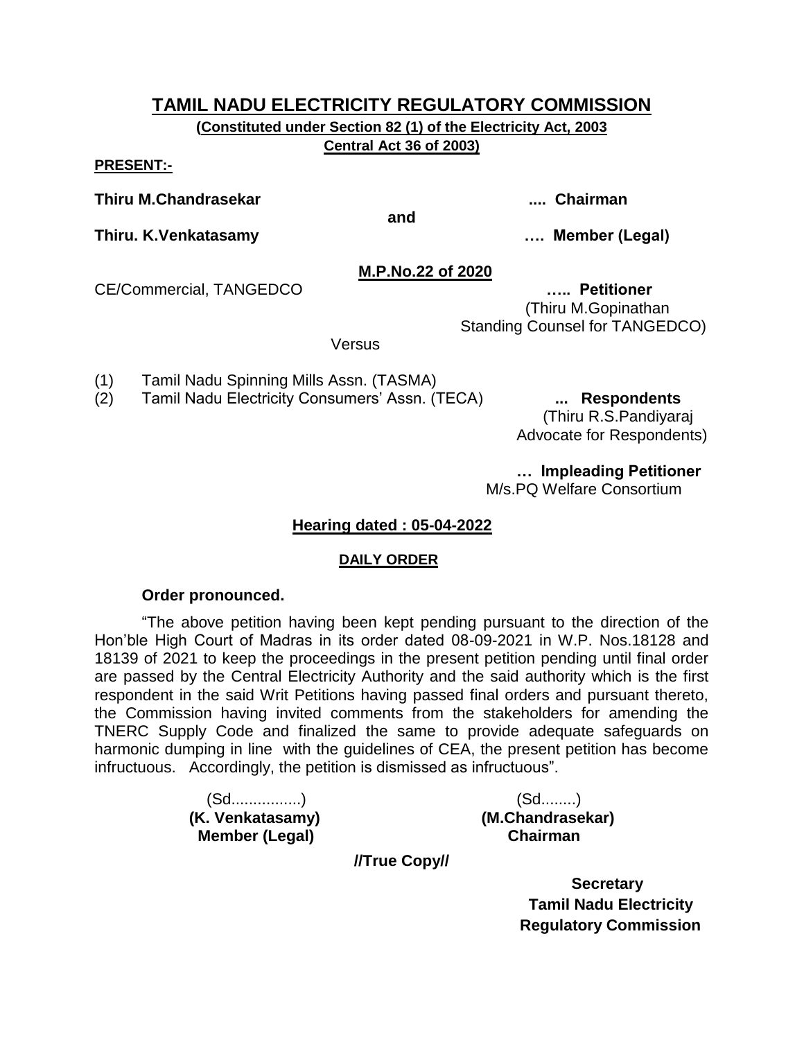# TAMIL NADU ELECTRICITY REGULATORY COMMISSION

**(Constituted under Section 82 (1) of the Electricity Act, 2003 Central Act 36 of 2003)**

**PRESENT:-**

**Thiru M.Chandrasekar .... Chairman**

**and**

**Thiru. K.Venkatasamy …. Member (Legal)**

**M.P.No.22 of 2020**

CE/Commercial, TANGEDCO **….. Petitioner**
(Thiru M.Gopinathan
Standing Counsel for TANGEDCO)

Versus

(1) Tamil Nadu Spinning Mills Assn. (TASMA)
(2) Tamil Nadu Electricity Consumers' Assn. (TECA) **... Respondents**
(Thiru R.S.Pandiyaraj
Advocate for Respondents)

**… Impleading Petitioner**
M/s.PQ Welfare Consortium

**Hearing dated : 05-04-2022**

**DAILY ORDER**

**Order pronounced.**

"The above petition having been kept pending pursuant to the direction of the Hon'ble High Court of Madras in its order dated 08-09-2021 in W.P. Nos.18128 and 18139 of 2021 to keep the proceedings in the present petition pending until final order are passed by the Central Electricity Authority and the said authority which is the first respondent in the said Writ Petitions having passed final orders and pursuant thereto, the Commission having invited comments from the stakeholders for amending the TNERC Supply Code and finalized the same to provide adequate safeguards on harmonic dumping in line with the guidelines of CEA, the present petition has become infructuous. Accordingly, the petition is dismissed as infructuous".

(Sd................)
**(K. Venkatasamy)**
**Member (Legal)**

(Sd........)
**(M.Chandrasekar)**
**Chairman**

**//True Copy//**

**Secretary**
**Tamil Nadu Electricity Regulatory Commission**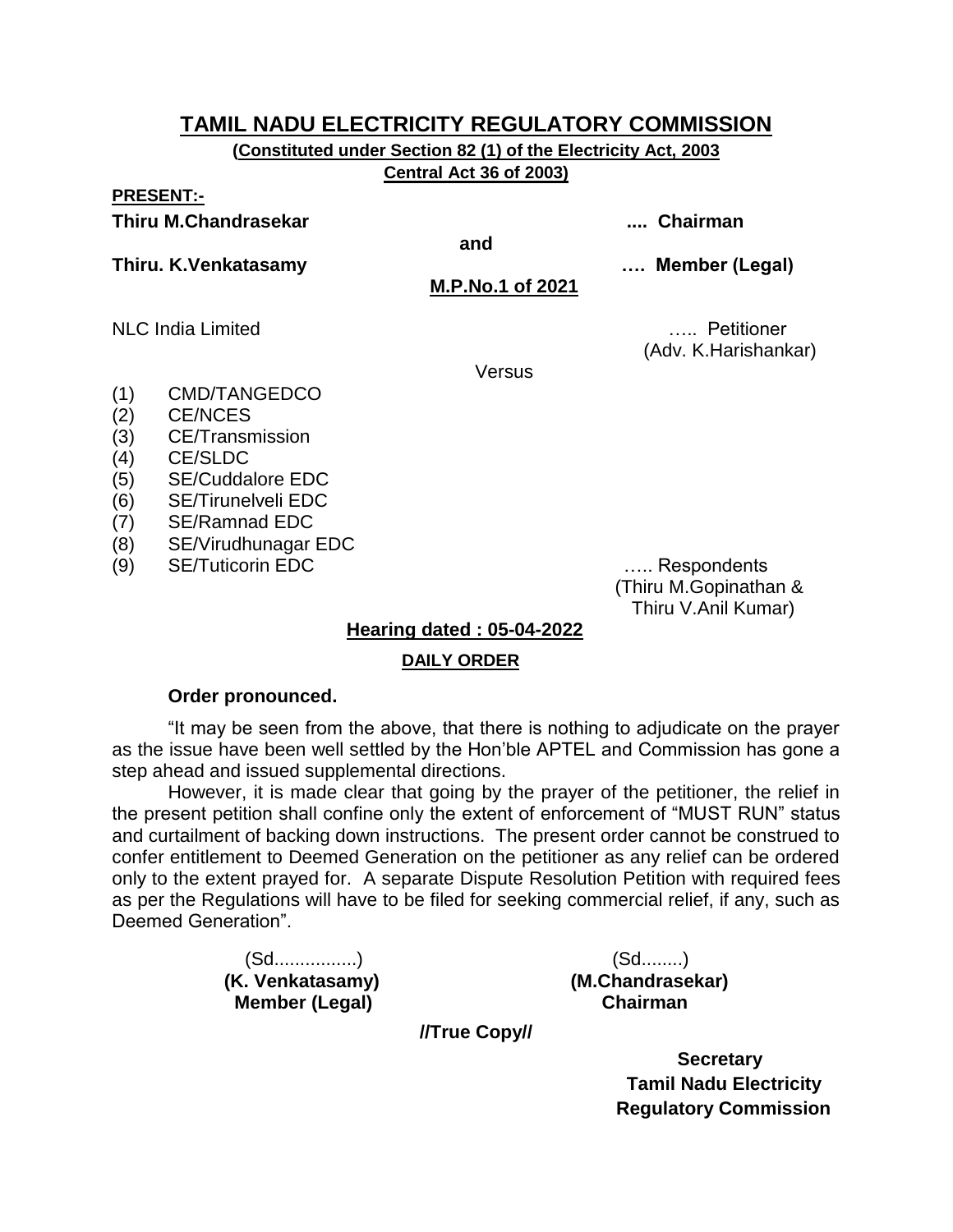# TAMIL NADU ELECTRICITY REGULATORY COMMISSION

**(Constituted under Section 82 (1) of the Electricity Act, 2003 Central Act 36 of 2003)**

**PRESENT:-**

**Thiru M.Chandrasekar** .... **Chairman**

**and**

**Thiru. K.Venkatasamy** …. **Member (Legal)**

**M.P.No.1 of 2021**

NLC India Limited ….. Petitioner
(Adv. K.Harishankar)

Versus

(1) CMD/TANGEDCO
(2) CE/NCES
(3) CE/Transmission
(4) CE/SLDC
(5) SE/Cuddalore EDC
(6) SE/Tirunelveli EDC
(7) SE/Ramnad EDC
(8) SE/Virudhunagar EDC
(9) SE/Tuticorin EDC ….. Respondents
(Thiru M.Gopinathan & Thiru V.Anil Kumar)

**Hearing dated : 05-04-2022**

**DAILY ORDER**

**Order pronounced.**

"It may be seen from the above, that there is nothing to adjudicate on the prayer as the issue have been well settled by the Hon'ble APTEL and Commission has gone a step ahead and issued supplemental directions.

However, it is made clear that going by the prayer of the petitioner, the relief in the present petition shall confine only the extent of enforcement of "MUST RUN" status and curtailment of backing down instructions. The present order cannot be construed to confer entitlement to Deemed Generation on the petitioner as any relief can be ordered only to the extent prayed for. A separate Dispute Resolution Petition with required fees as per the Regulations will have to be filed for seeking commercial relief, if any, such as Deemed Generation".

(Sd................)
**(K. Venkatasamy)**
**Member (Legal)**

(Sd........)
**(M.Chandrasekar)**
**Chairman**

**//True Copy//**

**Secretary**
**Tamil Nadu Electricity Regulatory Commission**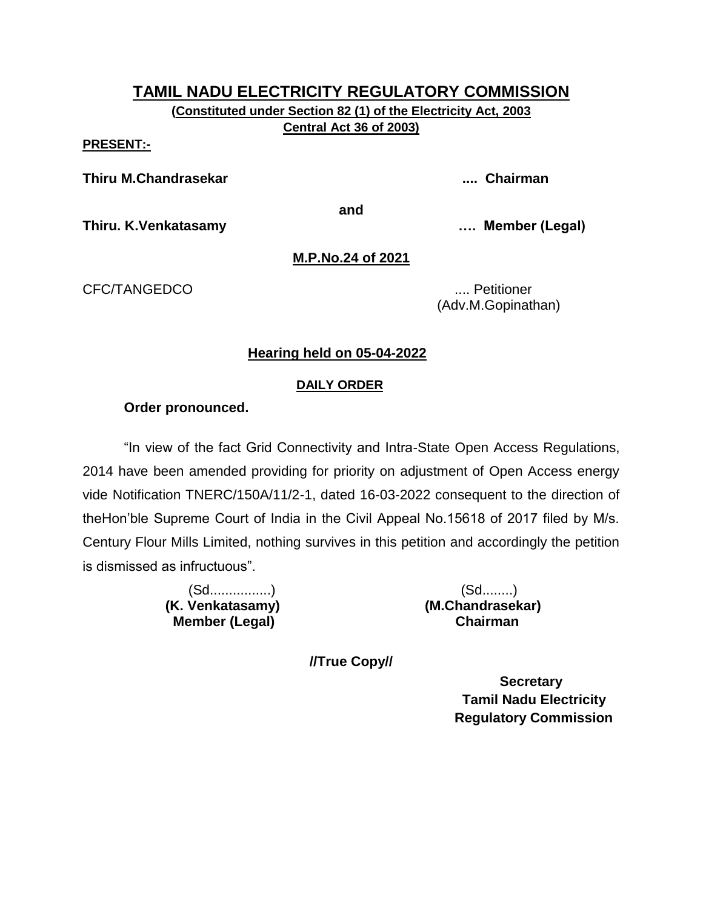# TAMIL NADU ELECTRICITY REGULATORY COMMISSION

**(Constituted under Section 82 (1) of the Electricity Act, 2003 Central Act 36 of 2003)**

**PRESENT:-**

**Thiru M.Chandrasekar .... Chairman**

**and**

**Thiru. K.Venkatasamy …. Member (Legal)**

**M.P.No.24 of 2021**

CFC/TANGEDCO .... Petitioner
(Adv.M.Gopinathan)

**Hearing held on 05-04-2022**

**DAILY ORDER**

**Order pronounced.**

"In view of the fact Grid Connectivity and Intra-State Open Access Regulations, 2014 have been amended providing for priority on adjustment of Open Access energy vide Notification TNERC/150A/11/2-1, dated 16-03-2022 consequent to the direction of theHon'ble Supreme Court of India in the Civil Appeal No.15618 of 2017 filed by M/s. Century Flour Mills Limited, nothing survives in this petition and accordingly the petition is dismissed as infructuous".

(Sd................)
**(K. Venkatasamy)**
**Member (Legal)**

(Sd........)
**(M.Chandrasekar)**
**Chairman**

**//True Copy//**

**Secretary**
**Tamil Nadu Electricity Regulatory Commission**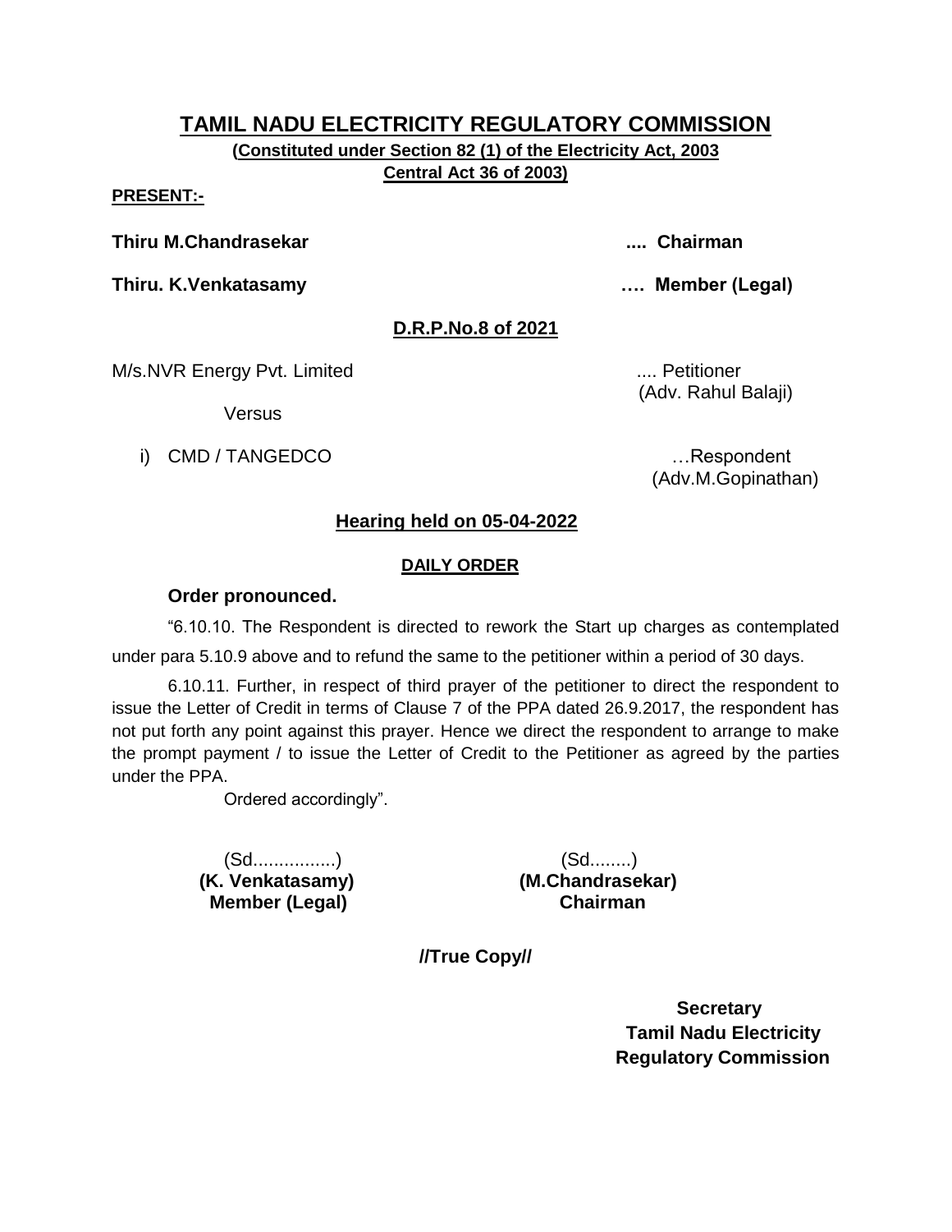# TAMIL NADU ELECTRICITY REGULATORY COMMISSION

**(Constituted under Section 82 (1) of the Electricity Act, 2003 Central Act 36 of 2003)**

**PRESENT:-**

**Thiru M.Chandrasekar .... Chairman**

**Thiru. K.Venkatasamy …. Member (Legal)**

**D.R.P.No.8 of 2021**

M/s.NVR Energy Pvt. Limited .... Petitioner
(Adv. Rahul Balaji)

Versus

i) CMD / TANGEDCO …Respondent
(Adv.M.Gopinathan)

**Hearing held on 05-04-2022**

**DAILY ORDER**

**Order pronounced.**

"6.10.10. The Respondent is directed to rework the Start up charges as contemplated under para 5.10.9 above and to refund the same to the petitioner within a period of 30 days.

6.10.11. Further, in respect of third prayer of the petitioner to direct the respondent to issue the Letter of Credit in terms of Clause 7 of the PPA dated 26.9.2017, the respondent has not put forth any point against this prayer. Hence we direct the respondent to arrange to make the prompt payment / to issue the Letter of Credit to the Petitioner as agreed by the parties under the PPA.

Ordered accordingly".

(Sd................)
**(K. Venkatasamy)**
**Member (Legal)**

(Sd........)
**(M.Chandrasekar)**
**Chairman**

**//True Copy//**

**Secretary**
**Tamil Nadu Electricity Regulatory Commission**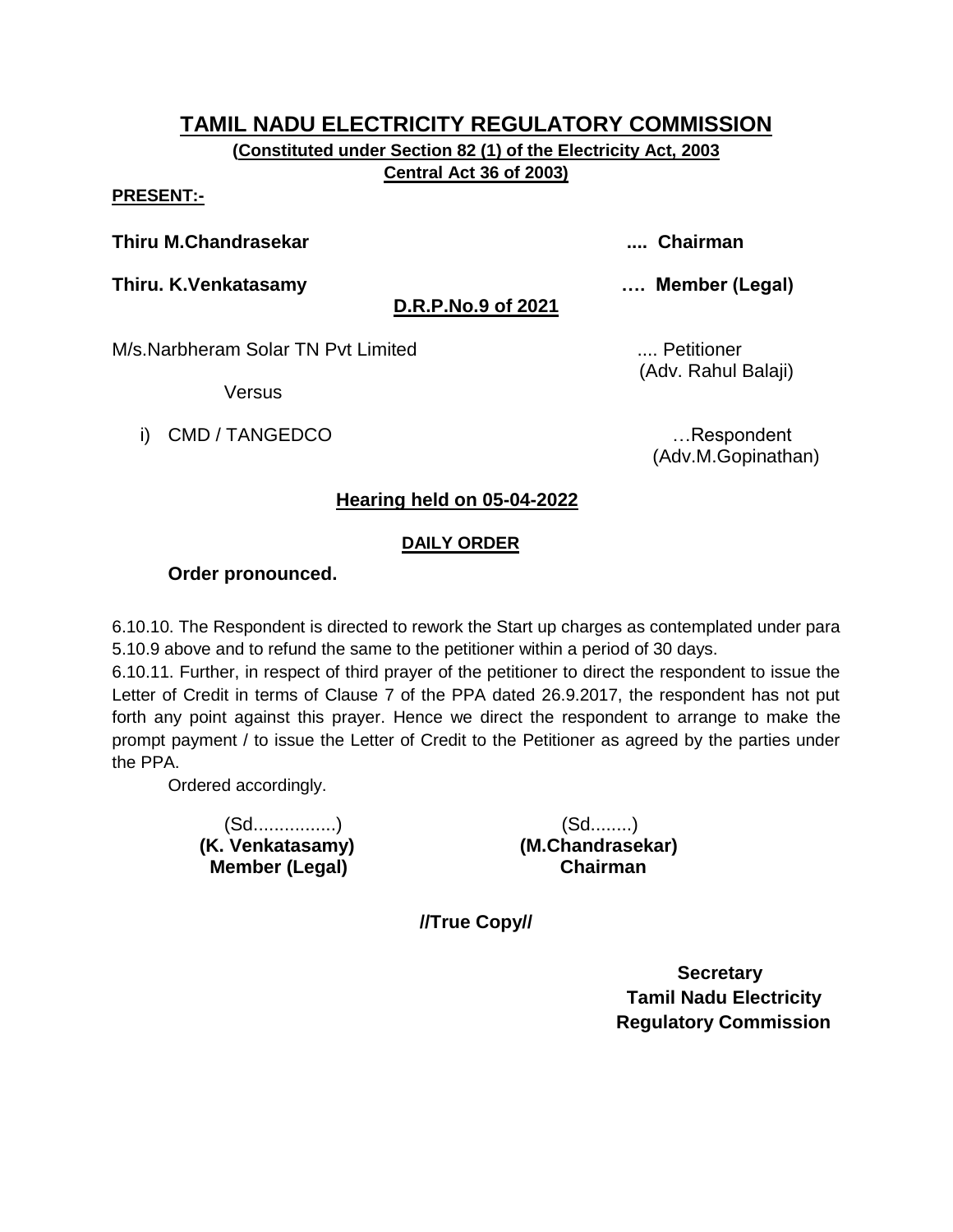# TAMIL NADU ELECTRICITY REGULATORY COMMISSION

**(Constituted under Section 82 (1) of the Electricity Act, 2003 Central Act 36 of 2003)**

**PRESENT:-**

**Thiru M.Chandrasekar .... Chairman**

**Thiru. K.Venkatasamy …. Member (Legal)**

**D.R.P.No.9 of 2021**

M/s.Narbheram Solar TN Pvt Limited .... Petitioner
(Adv. Rahul Balaji)

Versus

i) CMD / TANGEDCO …Respondent
(Adv.M.Gopinathan)

**Hearing held on 05-04-2022**

**DAILY ORDER**

**Order pronounced.**

6.10.10. The Respondent is directed to rework the Start up charges as contemplated under para 5.10.9 above and to refund the same to the petitioner within a period of 30 days.

6.10.11. Further, in respect of third prayer of the petitioner to direct the respondent to issue the Letter of Credit in terms of Clause 7 of the PPA dated 26.9.2017, the respondent has not put forth any point against this prayer. Hence we direct the respondent to arrange to make the prompt payment / to issue the Letter of Credit to the Petitioner as agreed by the parties under the PPA.

Ordered accordingly.

(Sd................)
**(K. Venkatasamy)**
**Member (Legal)**

(Sd........)
**(M.Chandrasekar)**
**Chairman**

**//True Copy//**

**Secretary**
**Tamil Nadu Electricity Regulatory Commission**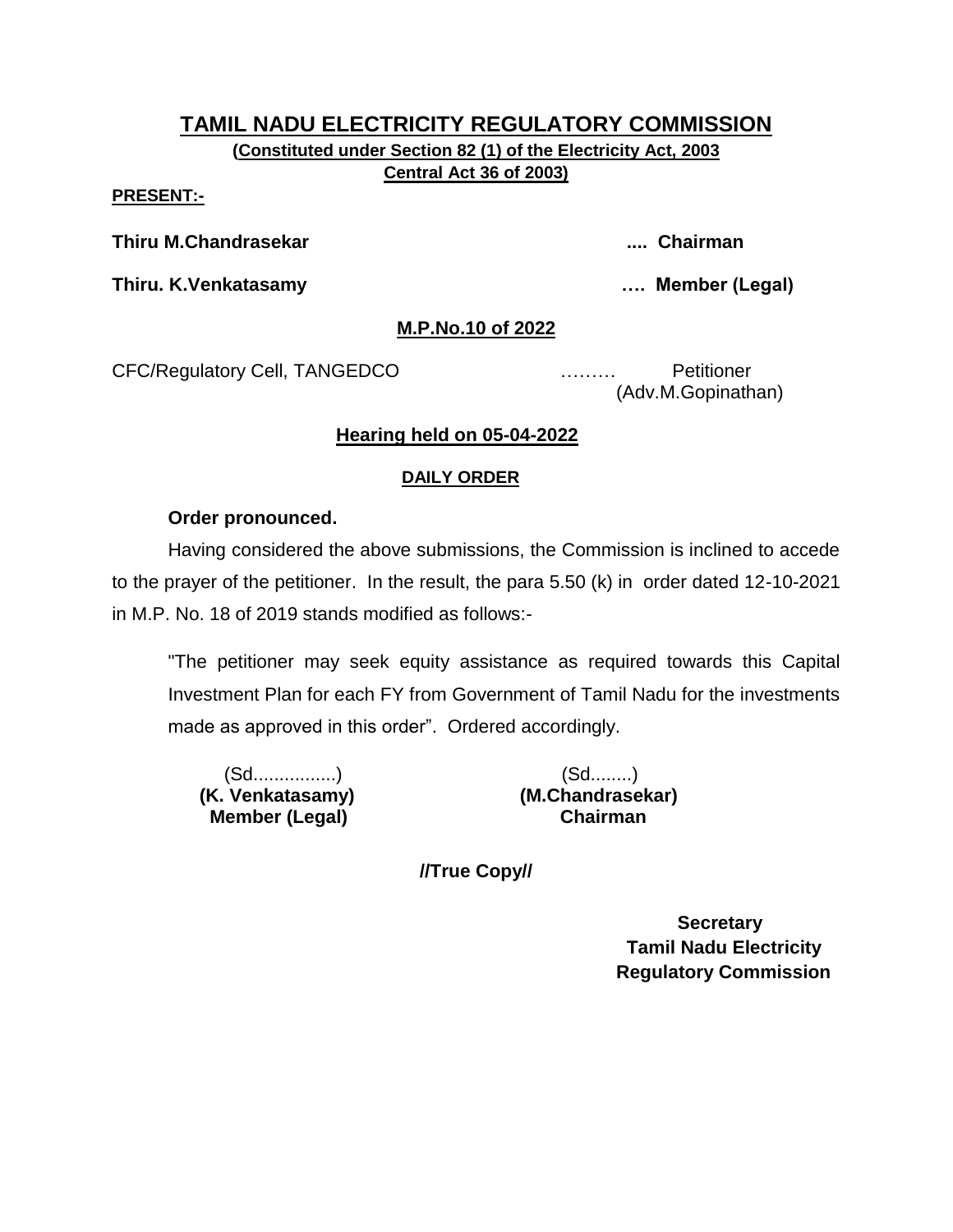# TAMIL NADU ELECTRICITY REGULATORY COMMISSION

**(Constituted under Section 82 (1) of the Electricity Act, 2003**
**Central Act 36 of 2003)**

**PRESENT:-**

**Thiru M.Chandrasekar** .... **Chairman**

**Thiru. K.Venkatasamy** …. **Member (Legal)**

**M.P.No.10 of 2022**

CFC/Regulatory Cell, TANGEDCO ……… Petitioner
(Adv.M.Gopinathan)

**Hearing held on 05-04-2022**

**DAILY ORDER**

**Order pronounced.**

Having considered the above submissions, the Commission is inclined to accede to the prayer of the petitioner. In the result, the para 5.50 (k) in order dated 12-10-2021 in M.P. No. 18 of 2019 stands modified as follows:-

"The petitioner may seek equity assistance as required towards this Capital Investment Plan for each FY from Government of Tamil Nadu for the investments made as approved in this order". Ordered accordingly.

(Sd................)
**(K. Venkatasamy)**
**Member (Legal)**

(Sd........)
**(M.Chandrasekar)**
**Chairman**

**//True Copy//**

**Secretary**
**Tamil Nadu Electricity**
**Regulatory Commission**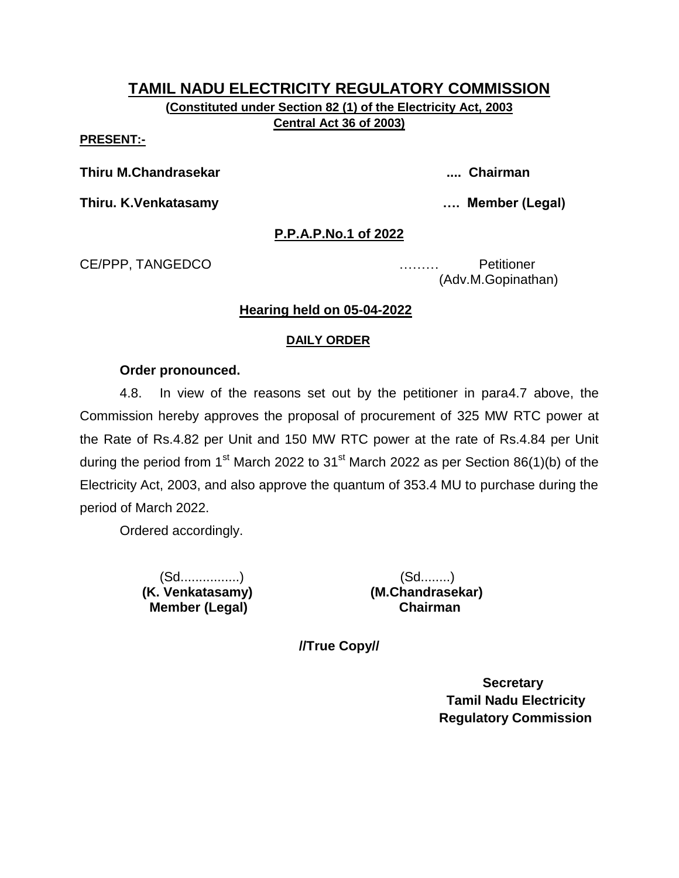# TAMIL NADU ELECTRICITY REGULATORY COMMISSION

**(Constituted under Section 82 (1) of the Electricity Act, 2003 Central Act 36 of 2003)**

**PRESENT:-**

**Thiru M.Chandrasekar .... Chairman**

**Thiru. K.Venkatasamy …. Member (Legal)**

**P.P.A.P.No.1 of 2022**

CE/PPP, TANGEDCO ……… Petitioner (Adv.M.Gopinathan)

**Hearing held on 05-04-2022**

**DAILY ORDER**

**Order pronounced.**

4.8. In view of the reasons set out by the petitioner in para4.7 above, the Commission hereby approves the proposal of procurement of 325 MW RTC power at the Rate of Rs.4.82 per Unit and 150 MW RTC power at the rate of Rs.4.84 per Unit during the period from 1st March 2022 to 31st March 2022 as per Section 86(1)(b) of the Electricity Act, 2003, and also approve the quantum of 353.4 MU to purchase during the period of March 2022.

Ordered accordingly.

(Sd................)
**(K. Venkatasamy)**
**Member (Legal)**

(Sd........)
**(M.Chandrasekar)**
**Chairman**

**//True Copy//**

**Secretary**
**Tamil Nadu Electricity Regulatory Commission**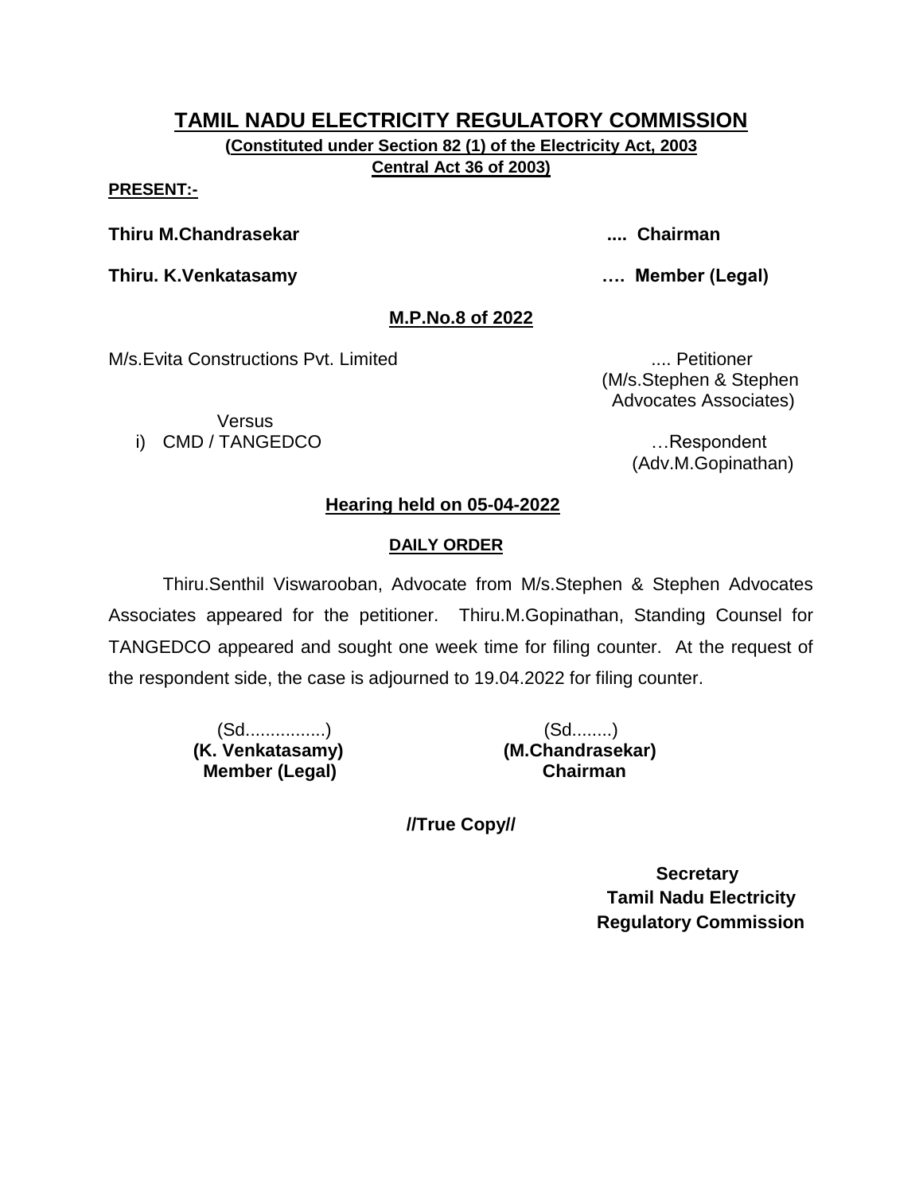# TAMIL NADU ELECTRICITY REGULATORY COMMISSION

**(Constituted under Section 82 (1) of the Electricity Act, 2003 Central Act 36 of 2003)**

**PRESENT:-**

**Thiru M.Chandrasekar** .... **Chairman**

**Thiru. K.Venkatasamy** …. **Member (Legal)**

**M.P.No.8 of 2022**

M/s.Evita Constructions Pvt. Limited .... Petitioner
(M/s.Stephen & Stephen Advocates Associates)

Versus

i) CMD / TANGEDCO …Respondent
(Adv.M.Gopinathan)

**Hearing held on 05-04-2022**

**DAILY ORDER**

Thiru.Senthil Viswarooban, Advocate from M/s.Stephen & Stephen Advocates Associates appeared for the petitioner. Thiru.M.Gopinathan, Standing Counsel for TANGEDCO appeared and sought one week time for filing counter. At the request of the respondent side, the case is adjourned to 19.04.2022 for filing counter.

(Sd................)
**(K. Venkatasamy)**
**Member (Legal)**

(Sd........)
**(M.Chandrasekar)**
**Chairman**

**//True Copy//**

**Secretary**
**Tamil Nadu Electricity Regulatory Commission**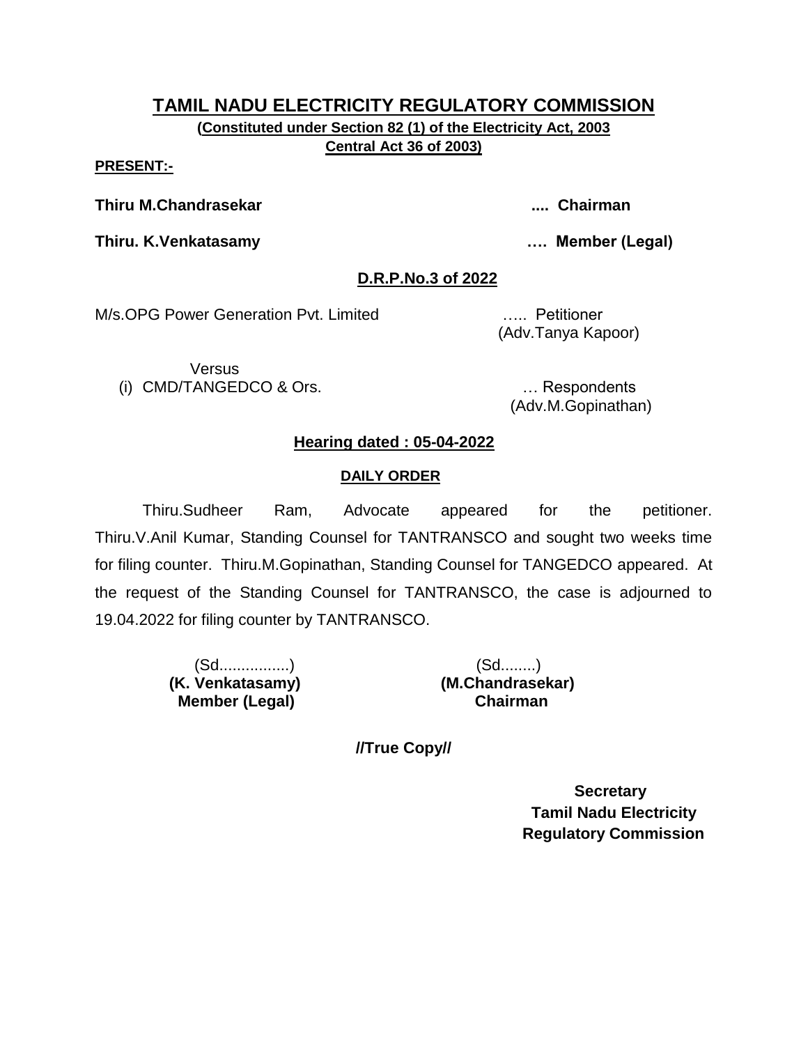# TAMIL NADU ELECTRICITY REGULATORY COMMISSION

**(Constituted under Section 82 (1) of the Electricity Act, 2003 Central Act 36 of 2003)**

**PRESENT:-**

**Thiru M.Chandrasekar .... Chairman**

**Thiru. K.Venkatasamy …. Member (Legal)**

## D.R.P.No.3 of 2022

M/s.OPG Power Generation Pvt. Limited ….. Petitioner
(Adv.Tanya Kapoor)

Versus

(i) CMD/TANGEDCO & Ors. … Respondents
(Adv.M.Gopinathan)

### Hearing dated : 05-04-2022

### DAILY ORDER

Thiru.Sudheer Ram, Advocate appeared for the petitioner. Thiru.V.Anil Kumar, Standing Counsel for TANTRANSCO and sought two weeks time for filing counter. Thiru.M.Gopinathan, Standing Counsel for TANGEDCO appeared. At the request of the Standing Counsel for TANTRANSCO, the case is adjourned to 19.04.2022 for filing counter by TANTRANSCO.

(Sd................)
**(K. Venkatasamy)**
**Member (Legal)**

(Sd........)
**(M.Chandrasekar)**
**Chairman**

**//True Copy//**

**Secretary**
**Tamil Nadu Electricity**
**Regulatory Commission**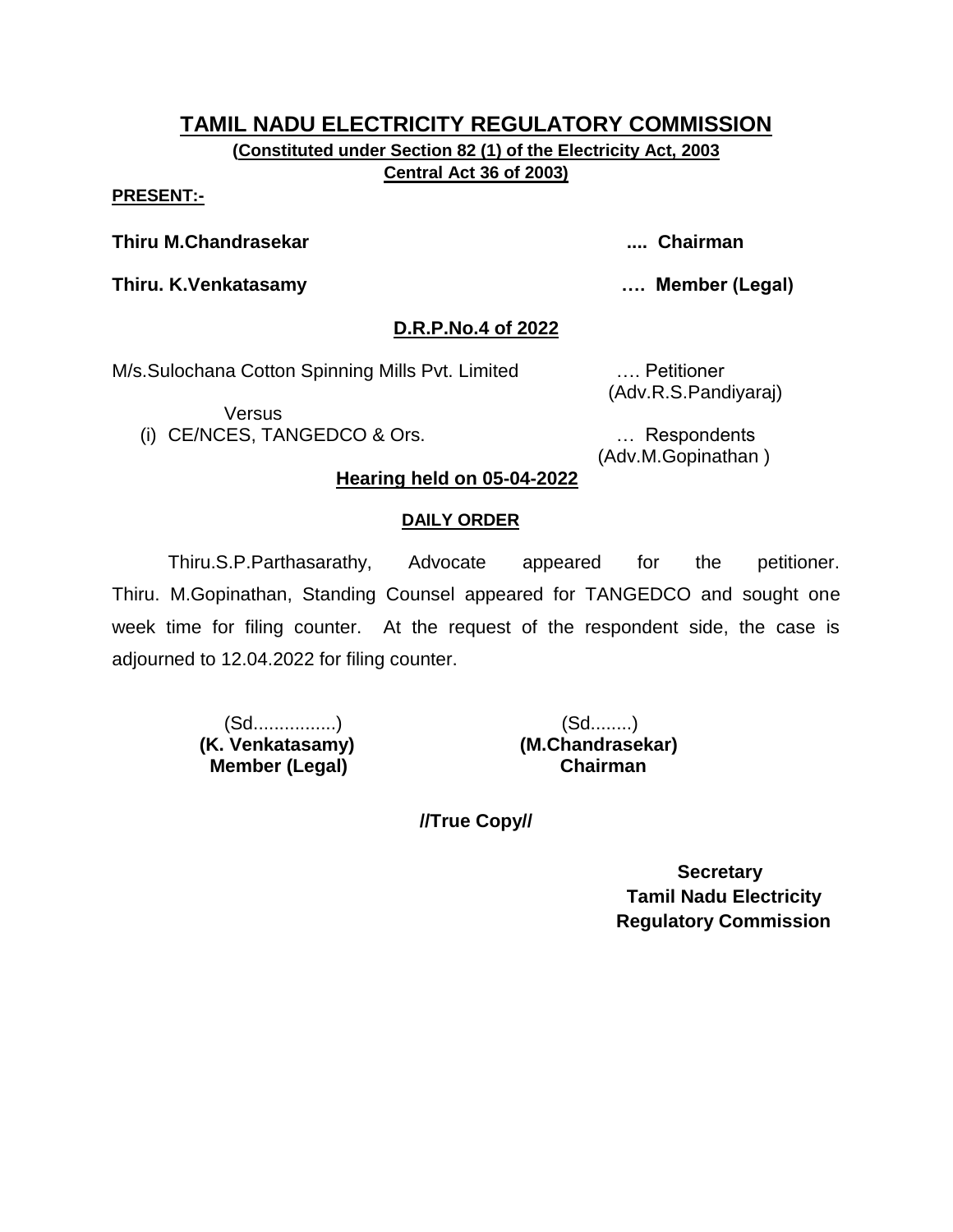# TAMIL NADU ELECTRICITY REGULATORY COMMISSION

**(Constituted under Section 82 (1) of the Electricity Act, 2003**
**Central Act 36 of 2003)**

**PRESENT:-**

**Thiru M.Chandrasekar** .... **Chairman**

**Thiru. K.Venkatasamy** …. **Member (Legal)**

## D.R.P.No.4 of 2022

M/s.Sulochana Cotton Spinning Mills Pvt. Limited …. Petitioner
(Adv.R.S.Pandiyaraj)

Versus

(i) CE/NCES, TANGEDCO & Ors. … Respondents
(Adv.M.Gopinathan )

**Hearing held on 05-04-2022**

**DAILY ORDER**

Thiru.S.P.Parthasarathy, Advocate appeared for the petitioner. Thiru. M.Gopinathan, Standing Counsel appeared for TANGEDCO and sought one week time for filing counter. At the request of the respondent side, the case is adjourned to 12.04.2022 for filing counter.

(Sd................)
**(K. Venkatasamy)**
**Member (Legal)**

(Sd........)
**(M.Chandrasekar)**
**Chairman**

**//True Copy//**

**Secretary**
**Tamil Nadu Electricity**
**Regulatory Commission**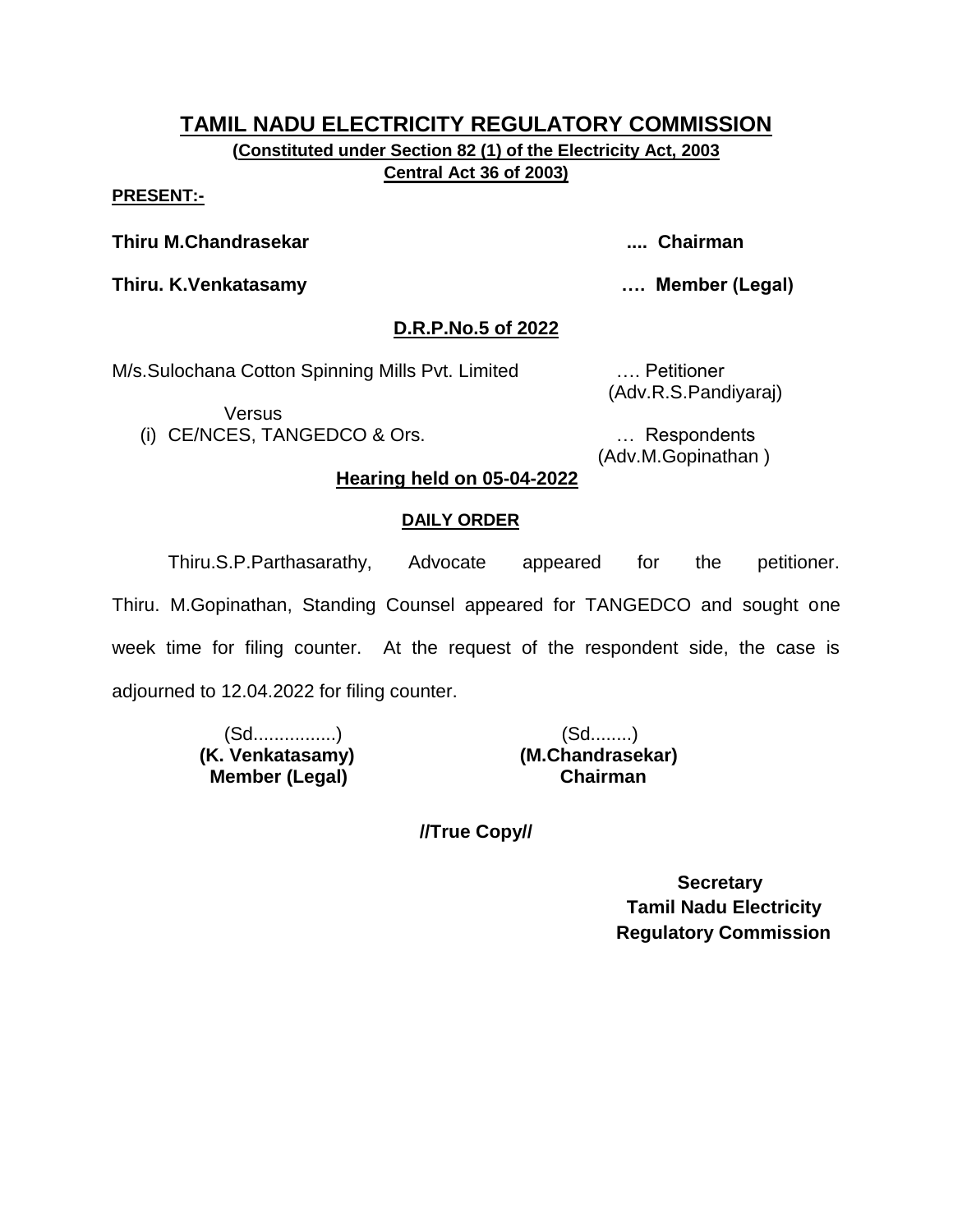# TAMIL NADU ELECTRICITY REGULATORY COMMISSION

**(Constituted under Section 82 (1) of the Electricity Act, 2003 Central Act 36 of 2003)**

**PRESENT:-**

**Thiru M.Chandrasekar .... Chairman**

**Thiru. K.Venkatasamy …. Member (Legal)**

## D.R.P.No.5 of 2022

M/s.Sulochana Cotton Spinning Mills Pvt. Limited …. Petitioner
(Adv.R.S.Pandiyaraj)

Versus

(i) CE/NCES, TANGEDCO & Ors. … Respondents
(Adv.M.Gopinathan )

**Hearing held on 05-04-2022**

**DAILY ORDER**

Thiru.S.P.Parthasarathy, Advocate appeared for the petitioner. Thiru. M.Gopinathan, Standing Counsel appeared for TANGEDCO and sought one week time for filing counter. At the request of the respondent side, the case is adjourned to 12.04.2022 for filing counter.

(Sd................)
**(K. Venkatasamy)**
**Member (Legal)**

(Sd........)
**(M.Chandrasekar)**
**Chairman**

**//True Copy//**

**Secretary**
**Tamil Nadu Electricity**
**Regulatory Commission**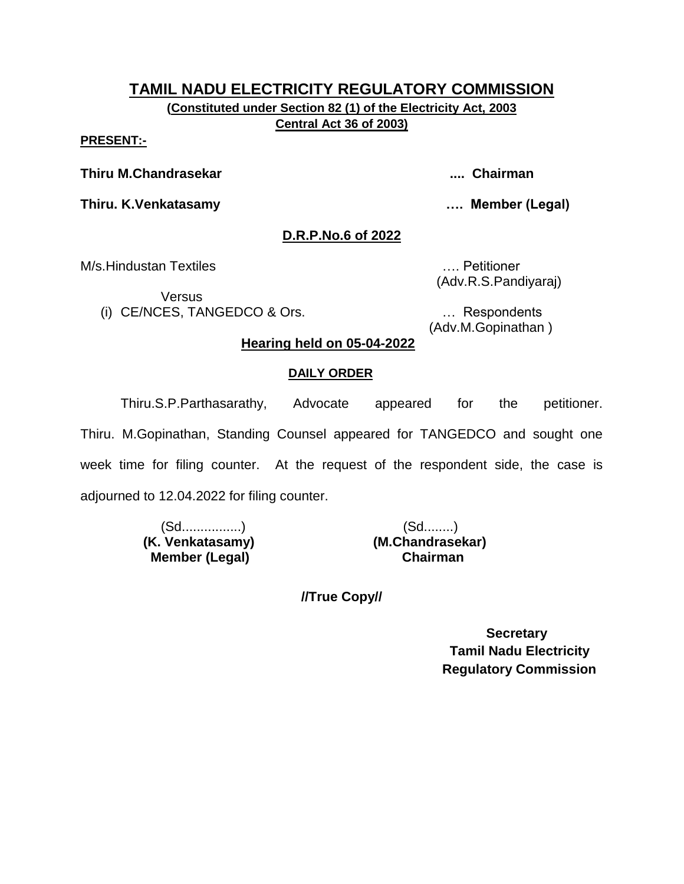# TAMIL NADU ELECTRICITY REGULATORY COMMISSION

**(Constituted under Section 82 (1) of the Electricity Act, 2003 Central Act 36 of 2003)**

**PRESENT:-**

**Thiru M.Chandrasekar .... Chairman**

**Thiru. K.Venkatasamy …. Member (Legal)**

**D.R.P.No.6 of 2022**

M/s.Hindustan Textiles …. Petitioner
(Adv.R.S.Pandiyaraj)

Versus

(i) CE/NCES, TANGEDCO & Ors. … Respondents
(Adv.M.Gopinathan )

**Hearing held on 05-04-2022**

**DAILY ORDER**

Thiru.S.P.Parthasarathy, Advocate appeared for the petitioner. Thiru. M.Gopinathan, Standing Counsel appeared for TANGEDCO and sought one week time for filing counter. At the request of the respondent side, the case is adjourned to 12.04.2022 for filing counter.

(Sd................)
**(K. Venkatasamy)**
**Member (Legal)**

(Sd........)
**(M.Chandrasekar)**
**Chairman**

**//True Copy//**

**Secretary**
**Tamil Nadu Electricity Regulatory Commission**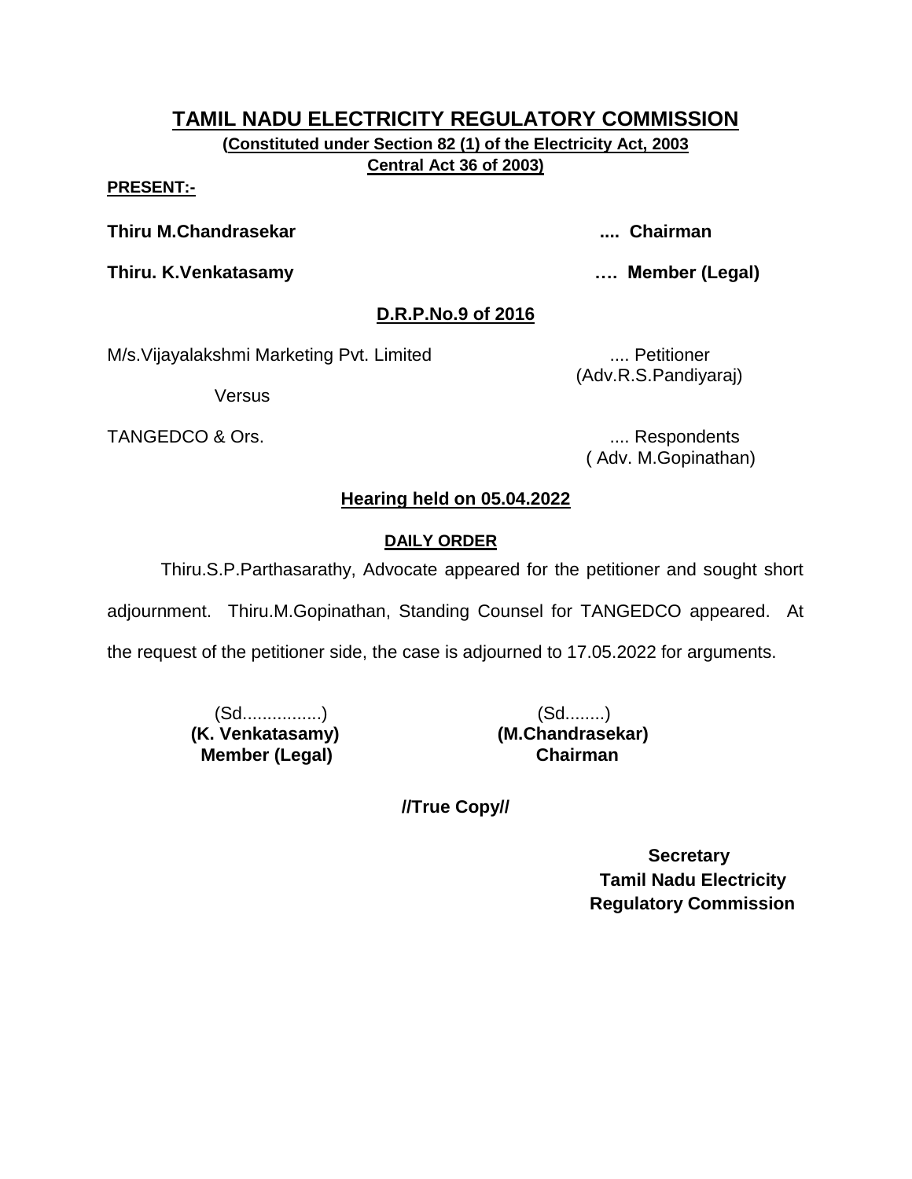# TAMIL NADU ELECTRICITY REGULATORY COMMISSION

**(Constituted under Section 82 (1) of the Electricity Act, 2003**
**Central Act 36 of 2003)**

**PRESENT:-**

**Thiru M.Chandrasekar .... Chairman**

**Thiru. K.Venkatasamy …. Member (Legal)**

**D.R.P.No.9 of 2016**

M/s.Vijayalakshmi Marketing Pvt. Limited .... Petitioner
(Adv.R.S.Pandiyaraj)

Versus

TANGEDCO & Ors. .... Respondents
( Adv. M.Gopinathan)

**Hearing held on 05.04.2022**

**DAILY ORDER**

Thiru.S.P.Parthasarathy, Advocate appeared for the petitioner and sought short adjournment. Thiru.M.Gopinathan, Standing Counsel for TANGEDCO appeared. At the request of the petitioner side, the case is adjourned to 17.05.2022 for arguments.

(Sd................)
**(K. Venkatasamy)**
**Member (Legal)**

(Sd........)
**(M.Chandrasekar)**
**Chairman**

**//True Copy//**

**Secretary**
**Tamil Nadu Electricity**
**Regulatory Commission**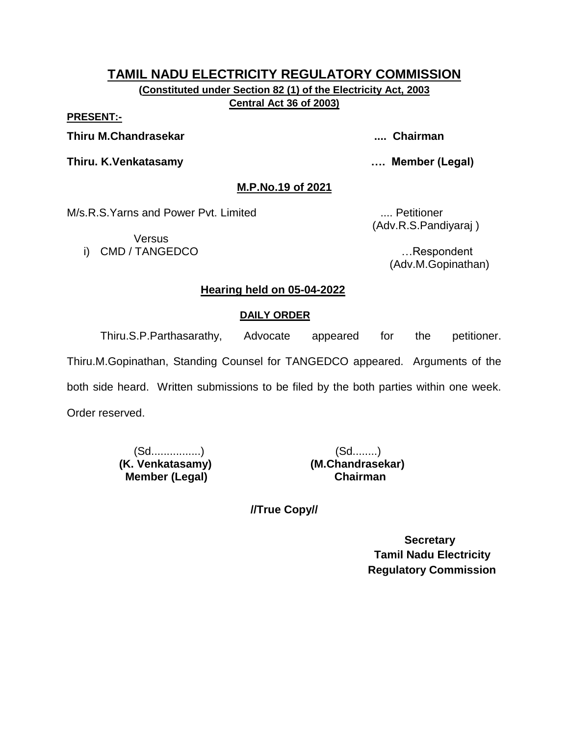# TAMIL NADU ELECTRICITY REGULATORY COMMISSION

**(Constituted under Section 82 (1) of the Electricity Act, 2003 Central Act 36 of 2003)**

**PRESENT:-**

**Thiru M.Chandrasekar** .... **Chairman**

**Thiru. K.Venkatasamy** …. **Member (Legal)**

**M.P.No.19 of 2021**

M/s.R.S.Yarns and Power Pvt. Limited .... Petitioner
(Adv.R.S.Pandiyaraj )

Versus

i) CMD / TANGEDCO …Respondent
(Adv.M.Gopinathan)

**Hearing held on 05-04-2022**

**DAILY ORDER**

Thiru.S.P.Parthasarathy, Advocate appeared for the petitioner. Thiru.M.Gopinathan, Standing Counsel for TANGEDCO appeared. Arguments of the both side heard. Written submissions to be filed by the both parties within one week. Order reserved.

(Sd................)
**(K. Venkatasamy)**
**Member (Legal)**

(Sd........)
**(M.Chandrasekar)**
**Chairman**

**//True Copy//**

**Secretary**
**Tamil Nadu Electricity**
**Regulatory Commission**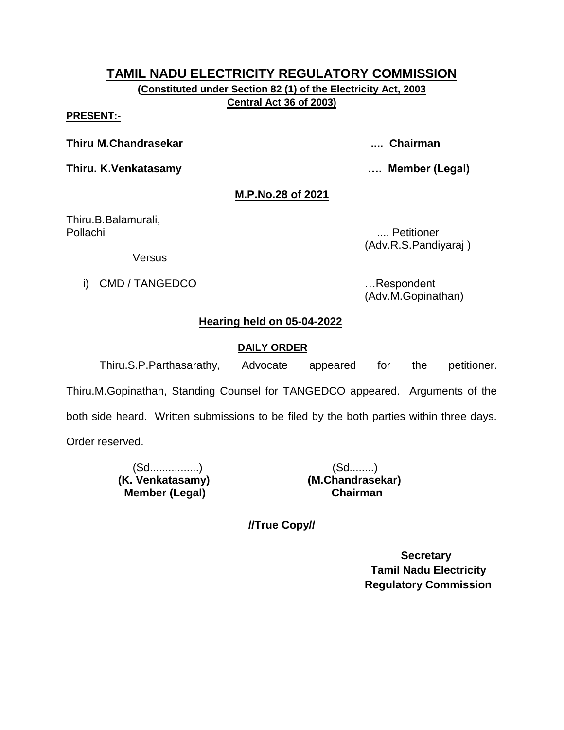# TAMIL NADU ELECTRICITY REGULATORY COMMISSION

**(Constituted under Section 82 (1) of the Electricity Act, 2003 Central Act 36 of 2003)**

**PRESENT:-**

**Thiru M.Chandrasekar .... Chairman**

**Thiru. K.Venkatasamy …. Member (Legal)**

**M.P.No.28 of 2021**

Thiru.B.Balamurali,
Pollachi .... Petitioner
(Adv.R.S.Pandiyaraj )

Versus

i) CMD / TANGEDCO …Respondent
(Adv.M.Gopinathan)

**Hearing held on 05-04-2022**

**DAILY ORDER**

Thiru.S.P.Parthasarathy, Advocate appeared for the petitioner. Thiru.M.Gopinathan, Standing Counsel for TANGEDCO appeared. Arguments of the both side heard. Written submissions to be filed by the both parties within three days. Order reserved.

| | |
|---|---|
| (Sd................) | (Sd........) |
| **(K. Venkatasamy)** | **(M.Chandrasekar)** |
| **Member (Legal)** | **Chairman** |

**//True Copy//**

**Secretary**
**Tamil Nadu Electricity**
**Regulatory Commission**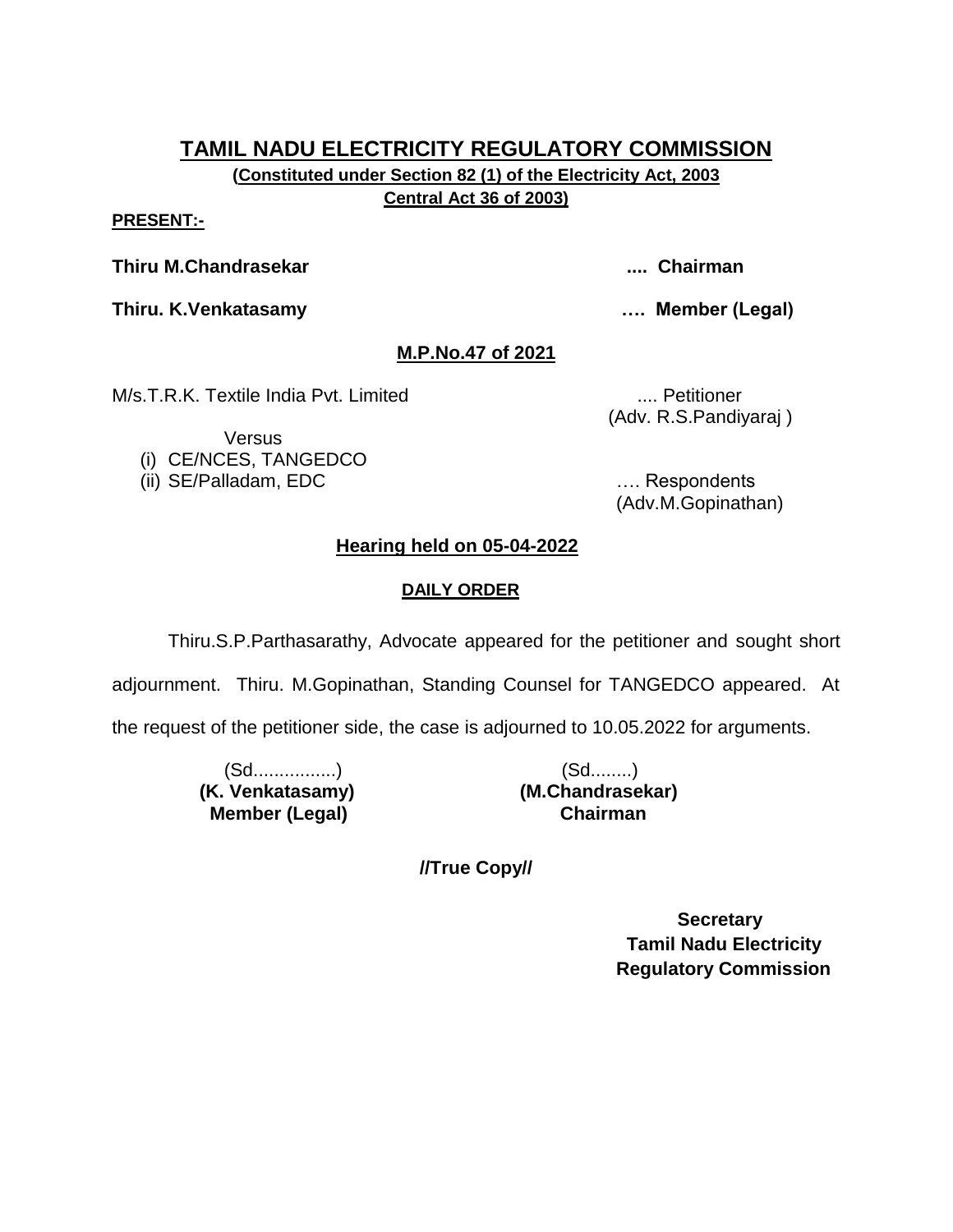# TAMIL NADU ELECTRICITY REGULATORY COMMISSION

**(Constituted under Section 82 (1) of the Electricity Act, 2003 Central Act 36 of 2003)**

**PRESENT:-**

**Thiru M.Chandrasekar .... Chairman**

**Thiru. K.Venkatasamy …. Member (Legal)**

## M.P.No.47 of 2021

M/s.T.R.K. Textile India Pvt. Limited .... Petitioner
(Adv. R.S.Pandiyaraj )

Versus

(i) CE/NCES, TANGEDCO
(ii) SE/Palladam, EDC …. Respondents
(Adv.M.Gopinathan)

### Hearing held on 05-04-2022

#### DAILY ORDER

Thiru.S.P.Parthasarathy, Advocate appeared for the petitioner and sought short adjournment. Thiru. M.Gopinathan, Standing Counsel for TANGEDCO appeared. At the request of the petitioner side, the case is adjourned to 10.05.2022 for arguments.

| | |
|---|---|
| (Sd................) | (Sd........) |
| **(K. Venkatasamy)** | **(M.Chandrasekar)** |
| **Member (Legal)** | **Chairman** |

**//True Copy//**

**Secretary**
**Tamil Nadu Electricity Regulatory Commission**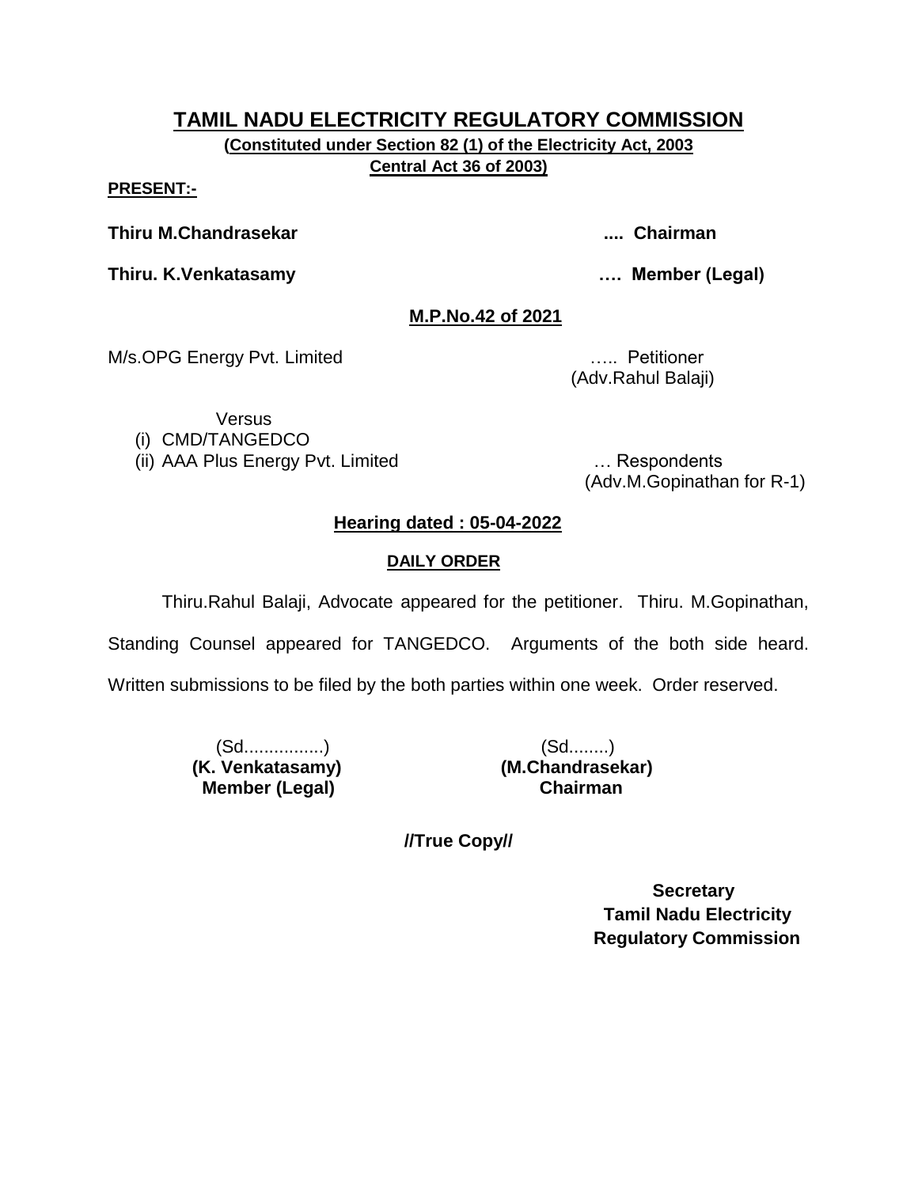# TAMIL NADU ELECTRICITY REGULATORY COMMISSION

**(Constituted under Section 82 (1) of the Electricity Act, 2003 Central Act 36 of 2003)**

**PRESENT:-**

**Thiru M.Chandrasekar .... Chairman**

**Thiru. K.Venkatasamy …. Member (Legal)**

**M.P.No.42 of 2021**

M/s.OPG Energy Pvt. Limited ….. Petitioner
(Adv.Rahul Balaji)

Versus

(i) CMD/TANGEDCO
(ii) AAA Plus Energy Pvt. Limited … Respondents
(Adv.M.Gopinathan for R-1)

**Hearing dated : 05-04-2022**

**DAILY ORDER**

Thiru.Rahul Balaji, Advocate appeared for the petitioner. Thiru. M.Gopinathan, Standing Counsel appeared for TANGEDCO. Arguments of the both side heard. Written submissions to be filed by the both parties within one week. Order reserved.

(Sd................)
**(K. Venkatasamy)**
**Member (Legal)**

(Sd........)
**(M.Chandrasekar)**
**Chairman**

**//True Copy//**

**Secretary**
**Tamil Nadu Electricity**
**Regulatory Commission**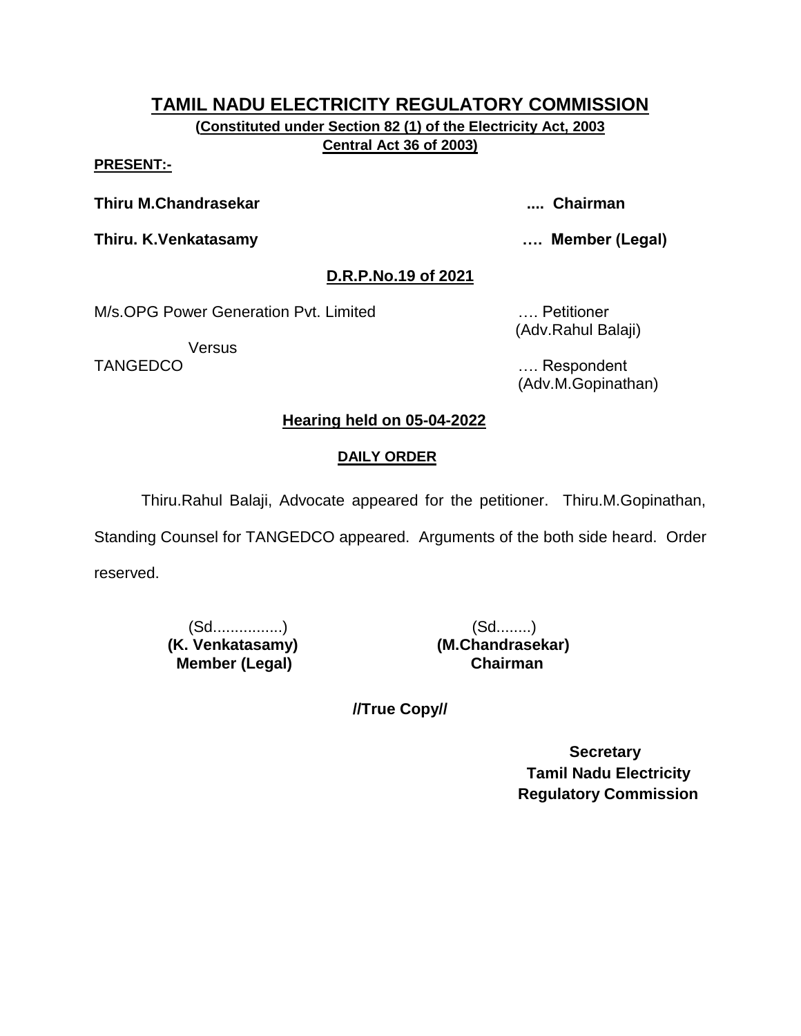# TAMIL NADU ELECTRICITY REGULATORY COMMISSION

**(Constituted under Section 82 (1) of the Electricity Act, 2003 Central Act 36 of 2003)**

**PRESENT:-**

**Thiru M.Chandrasekar .... Chairman**

**Thiru. K.Venkatasamy …. Member (Legal)**

## D.R.P.No.19 of 2021

M/s.OPG Power Generation Pvt. Limited …. Petitioner
(Adv.Rahul Balaji)

Versus

TANGEDCO …. Respondent
(Adv.M.Gopinathan)

## Hearing held on 05-04-2022

### DAILY ORDER

Thiru.Rahul Balaji, Advocate appeared for the petitioner. Thiru.M.Gopinathan, Standing Counsel for TANGEDCO appeared. Arguments of the both side heard. Order reserved.

| | |
|---|---|
| (Sd................) | (Sd........) |
| **(K. Venkatasamy)** | **(M.Chandrasekar)** |
| **Member (Legal)** | **Chairman** |

**//True Copy//**

**Secretary**
**Tamil Nadu Electricity Regulatory Commission**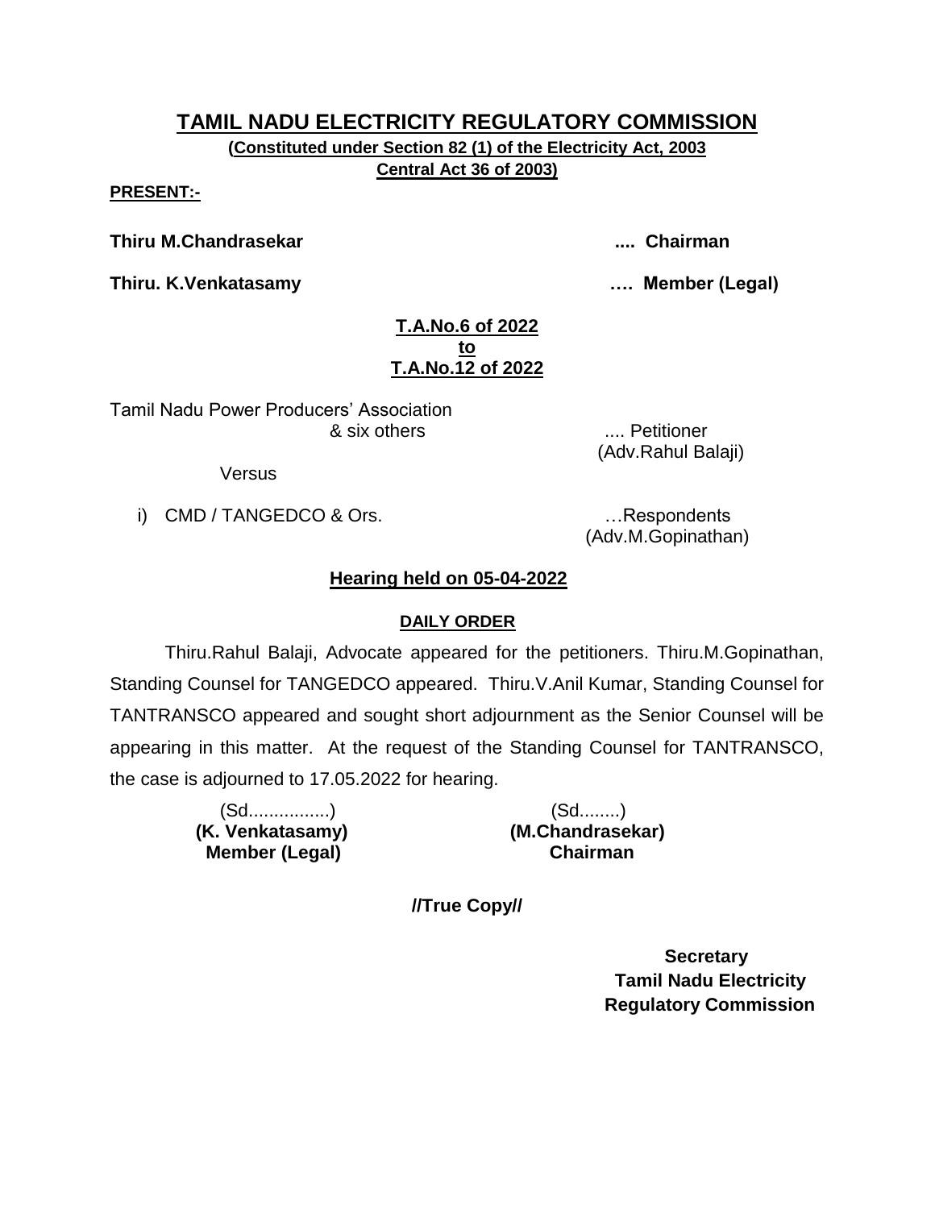# TAMIL NADU ELECTRICITY REGULATORY COMMISSION

**(Constituted under Section 82 (1) of the Electricity Act, 2003**
**Central Act 36 of 2003)**

**PRESENT:-**

**Thiru M.Chandrasekar .... Chairman**

**Thiru. K.Venkatasamy …. Member (Legal)**

**T.A.No.6 of 2022**
**to**
**T.A.No.12 of 2022**

Tamil Nadu Power Producers' Association
& six others .... Petitioner
(Adv.Rahul Balaji)

Versus

i) CMD / TANGEDCO & Ors. …Respondents
(Adv.M.Gopinathan)

**Hearing held on 05-04-2022**

**DAILY ORDER**

Thiru.Rahul Balaji, Advocate appeared for the petitioners. Thiru.M.Gopinathan, Standing Counsel for TANGEDCO appeared. Thiru.V.Anil Kumar, Standing Counsel for TANTRANSCO appeared and sought short adjournment as the Senior Counsel will be appearing in this matter. At the request of the Standing Counsel for TANTRANSCO, the case is adjourned to 17.05.2022 for hearing.

(Sd................)
**(K. Venkatasamy)**
**Member (Legal)**

(Sd........)
**(M.Chandrasekar)**
**Chairman**

**//True Copy//**

**Secretary**
**Tamil Nadu Electricity**
**Regulatory Commission**